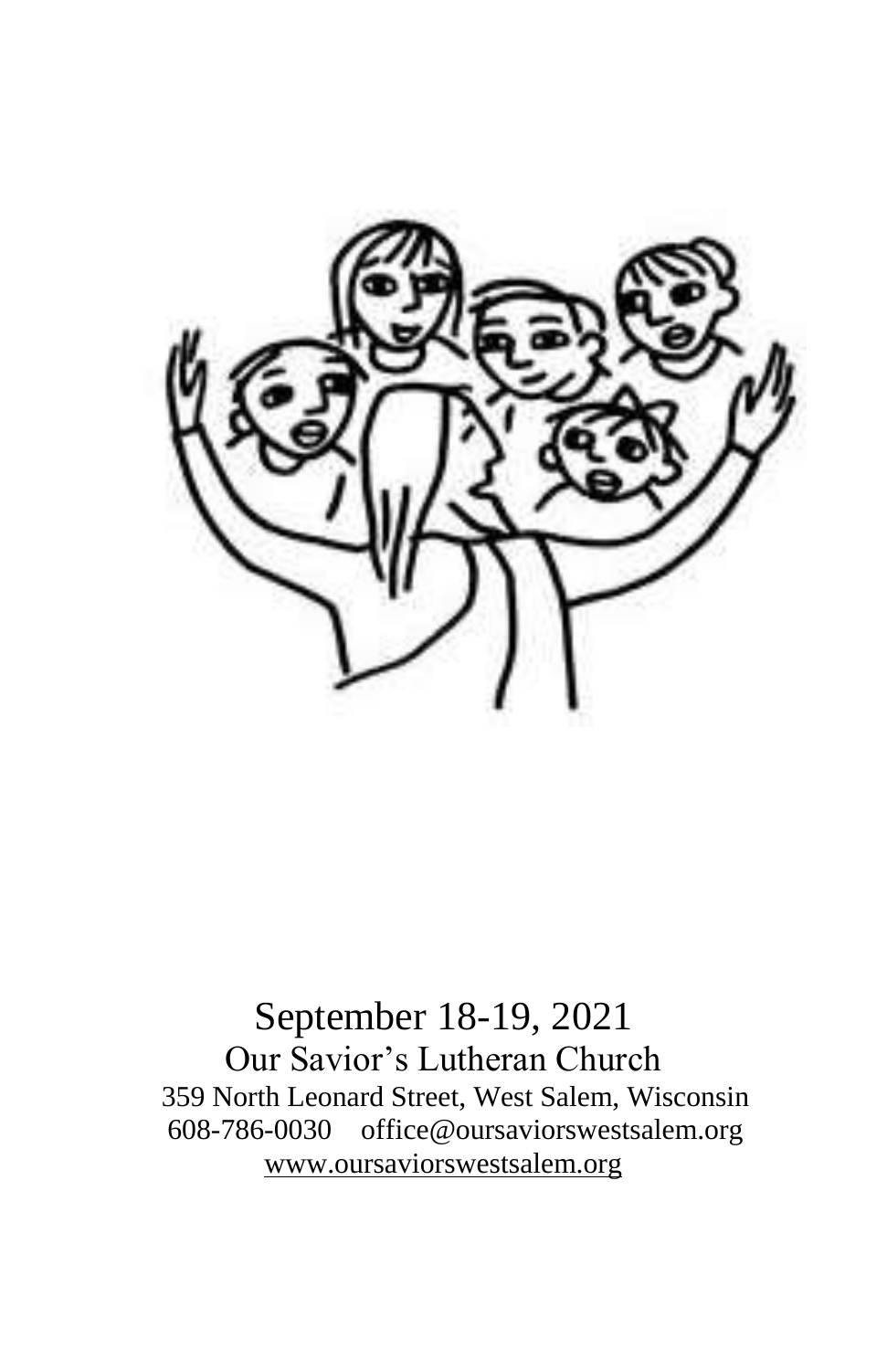September 18-19, 2021

Our Savior's Lutheran Church

359 North Leonard Street, West Salem, Wisconsin

608-786-0030    office@oursaviorswestsalem.org

www.oursaviorswestsalem.org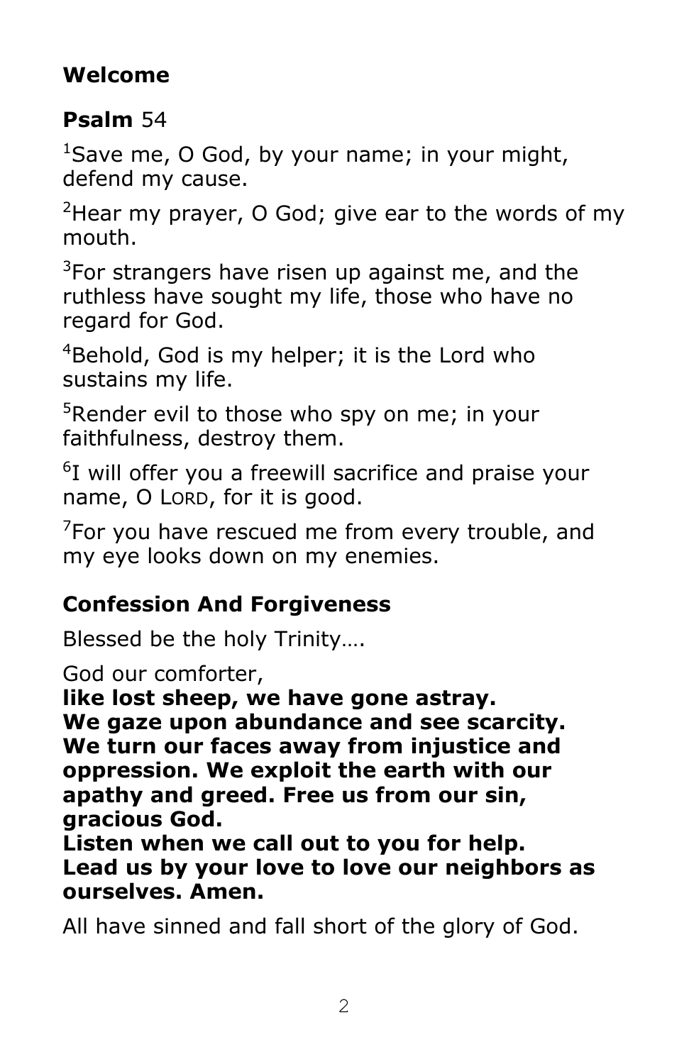**Welcome**

**Psalm** 54

[1]Save me, O God, by your name; in your might, defend my cause.

[2]Hear my prayer, O God; give ear to the words of my mouth.

[3]For strangers have risen up against me, and the ruthless have sought my life, those who have no regard for God.

[4]Behold, God is my helper; it is the Lord who sustains my life.

[5]Render evil to those who spy on me; in your faithfulness, destroy them.

[6]I will offer you a freewill sacrifice and praise your name, O LORD, for it is good.

[7]For you have rescued me from every trouble, and my eye looks down on my enemies.

**Confession And Forgiveness**

Blessed be the holy Trinity….

God our comforter,
**like lost sheep, we have gone astray. We gaze upon abundance and see scarcity. We turn our faces away from injustice and oppression. We exploit the earth with our apathy and greed. Free us from our sin, gracious God.**
**Listen when we call out to you for help. Lead us by your love to love our neighbors as ourselves. Amen.**

All have sinned and fall short of the glory of God.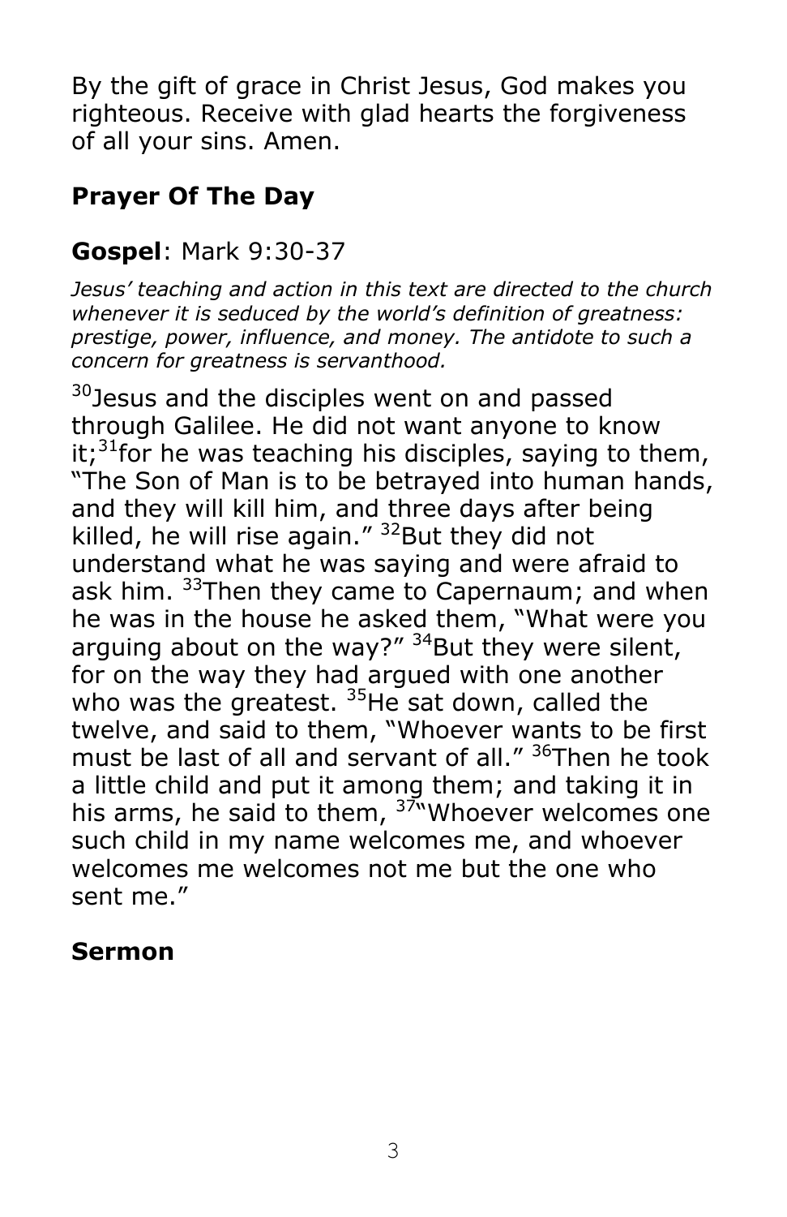By the gift of grace in Christ Jesus, God makes you righteous. Receive with glad hearts the forgiveness of all your sins. Amen.

## Prayer Of The Day

## **Gospel**: Mark 9:30-37

*Jesus' teaching and action in this text are directed to the church whenever it is seduced by the world's definition of greatness: prestige, power, influence, and money. The antidote to such a concern for greatness is servanthood.*

[30]Jesus and the disciples went on and passed through Galilee. He did not want anyone to know it;[31]for he was teaching his disciples, saying to them, "The Son of Man is to be betrayed into human hands, and they will kill him, and three days after being killed, he will rise again." [32]But they did not understand what he was saying and were afraid to ask him. [33]Then they came to Capernaum; and when he was in the house he asked them, "What were you arguing about on the way?" [34]But they were silent, for on the way they had argued with one another who was the greatest. [35]He sat down, called the twelve, and said to them, "Whoever wants to be first must be last of all and servant of all." [36]Then he took a little child and put it among them; and taking it in his arms, he said to them, [37]"Whoever welcomes one such child in my name welcomes me, and whoever welcomes me welcomes not me but the one who sent me."

## Sermon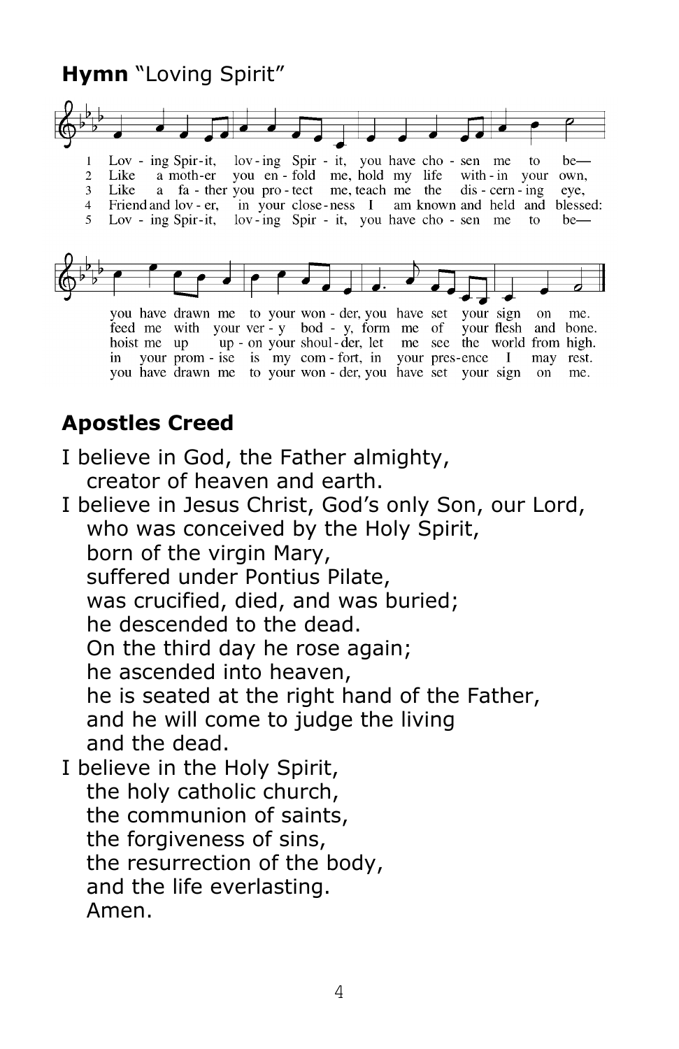**Hymn** "Loving Spirit"

1. Loving Spirit, loving Spirit, you have chosen me to be— you have drawn me to your wonder, you have set your sign on me.
2. Like a mother you enfold me, hold my life within your own, feed me with your very body, form me of your flesh and bone.
3. Like a father you protect me, teach me the discerning eye, hoist me up upon your shoulder, let me see the world from high.
4. Friend and lover, in your closeness I am known and held and blessed: in your promise is my comfort, in your presence I may rest.
5. Loving Spirit, loving Spirit, you have chosen me to be— you have drawn me to your wonder, you have set your sign on me.

## Apostles Creed

I believe in God, the Father almighty,
  creator of heaven and earth.
I believe in Jesus Christ, God's only Son, our Lord,
  who was conceived by the Holy Spirit,
  born of the virgin Mary,
  suffered under Pontius Pilate,
  was crucified, died, and was buried;
  he descended to the dead.
  On the third day he rose again;
  he ascended into heaven,
  he is seated at the right hand of the Father,
  and he will come to judge the living
  and the dead.
I believe in the Holy Spirit,
  the holy catholic church,
  the communion of saints,
  the forgiveness of sins,
  the resurrection of the body,
  and the life everlasting.
  Amen.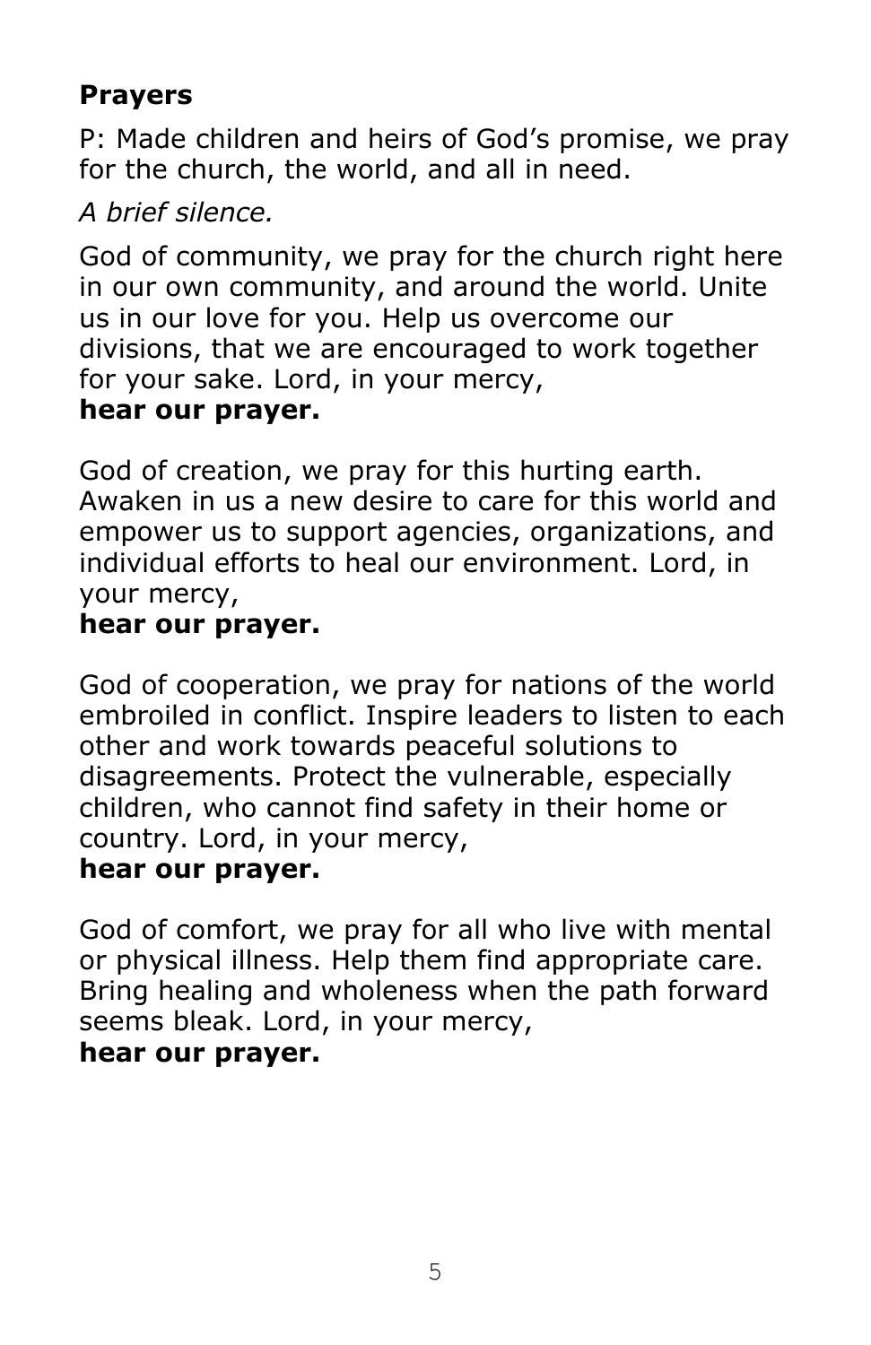## Prayers

P: Made children and heirs of God's promise, we pray for the church, the world, and all in need.

*A brief silence.*

God of community, we pray for the church right here in our own community, and around the world. Unite us in our love for you. Help us overcome our divisions, that we are encouraged to work together for your sake. Lord, in your mercy,
**hear our prayer.**

God of creation, we pray for this hurting earth. Awaken in us a new desire to care for this world and empower us to support agencies, organizations, and individual efforts to heal our environment. Lord, in your mercy,
**hear our prayer.**

God of cooperation, we pray for nations of the world embroiled in conflict. Inspire leaders to listen to each other and work towards peaceful solutions to disagreements. Protect the vulnerable, especially children, who cannot find safety in their home or country. Lord, in your mercy,
**hear our prayer.**

God of comfort, we pray for all who live with mental or physical illness. Help them find appropriate care. Bring healing and wholeness when the path forward seems bleak. Lord, in your mercy,
**hear our prayer.**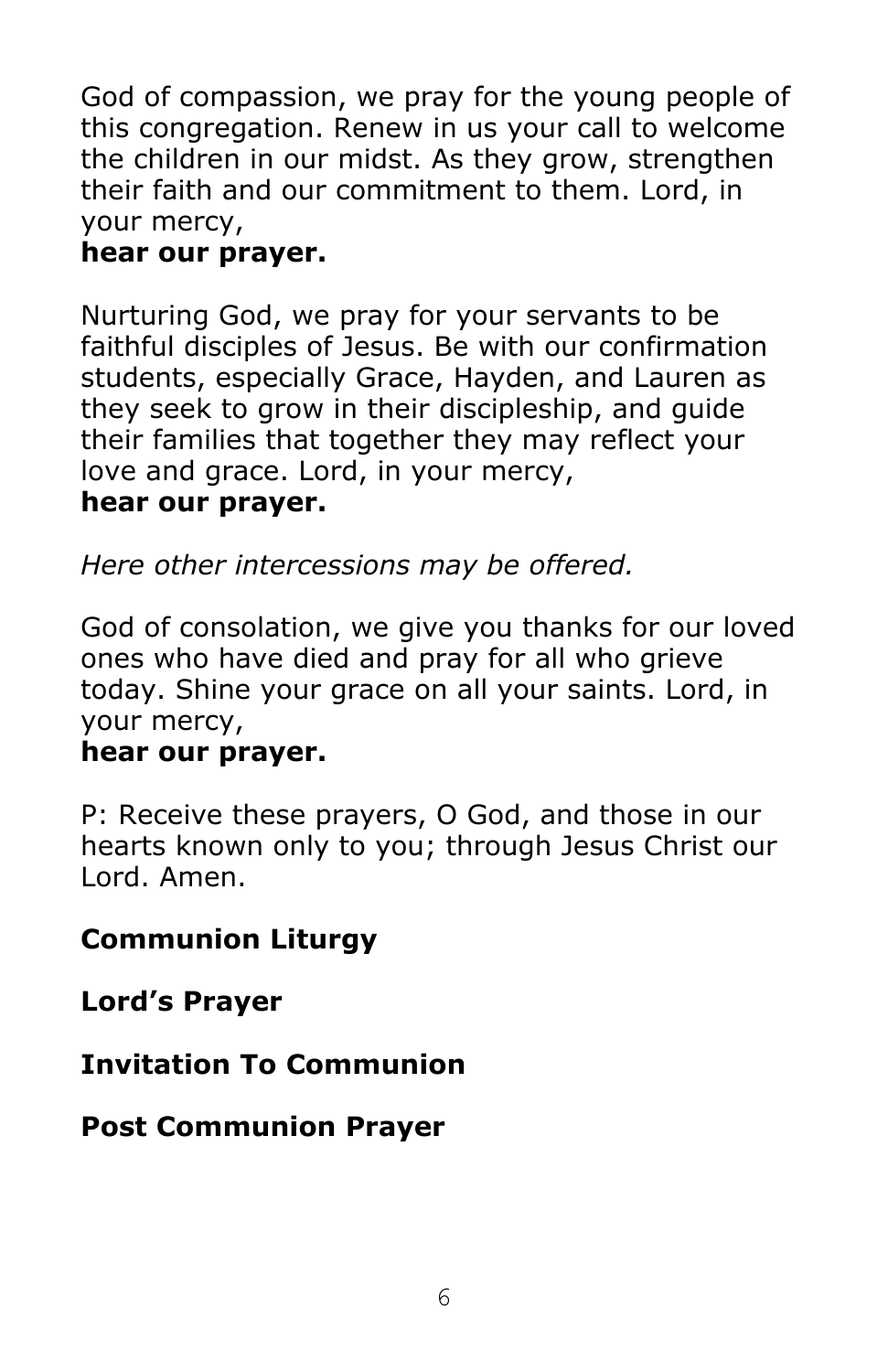God of compassion, we pray for the young people of this congregation. Renew in us your call to welcome the children in our midst. As they grow, strengthen their faith and our commitment to them. Lord, in your mercy,
**hear our prayer.**

Nurturing God, we pray for your servants to be faithful disciples of Jesus. Be with our confirmation students, especially Grace, Hayden, and Lauren as they seek to grow in their discipleship, and guide their families that together they may reflect your love and grace. Lord, in your mercy,
**hear our prayer.**

*Here other intercessions may be offered.*

God of consolation, we give you thanks for our loved ones who have died and pray for all who grieve today. Shine your grace on all your saints. Lord, in your mercy,
**hear our prayer.**

P: Receive these prayers, O God, and those in our hearts known only to you; through Jesus Christ our Lord. Amen.

**Communion Liturgy**

**Lord's Prayer**

**Invitation To Communion**

**Post Communion Prayer**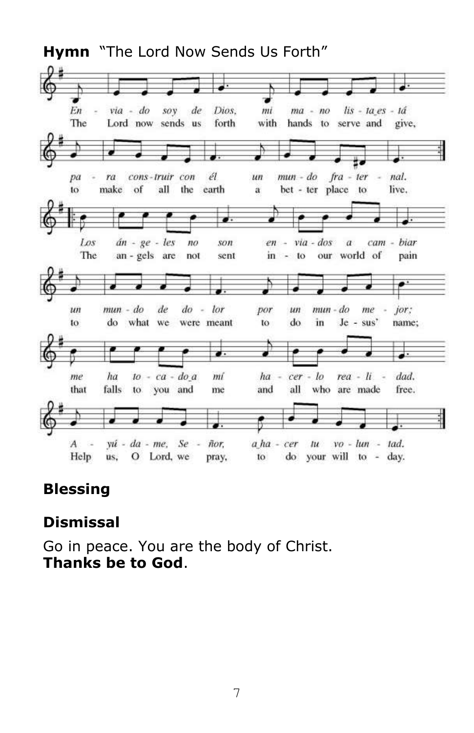**Hymn** "The Lord Now Sends Us Forth"

*En - via - do soy de Dios, mi ma - no lis - ta es - tá*
The Lord now sends us forth with hands to serve and give,

*pa - ra cons - truir con él un mun - do fra - ter - nal.*
to make of all the earth a bet - ter place to live.

*Los án - ge - les no son en - via - dos a cam - biar*
The an - gels are not sent in - to our world of pain

*un mun - do de do - lor por un mun - do me - jor;*
to do what we were meant to do in Je - sus' name;

*me ha to - ca - do a mí ha - cer - lo rea - li - dad.*
that falls to you and me and all who are made free.

*A - yú - da - me, Se - ñor, a ha - cer tu vo - lun - tad.*
Help us, O Lord, we pray, to do your will to - day.

## Blessing

## Dismissal

Go in peace. You are the body of Christ.
**Thanks be to God**.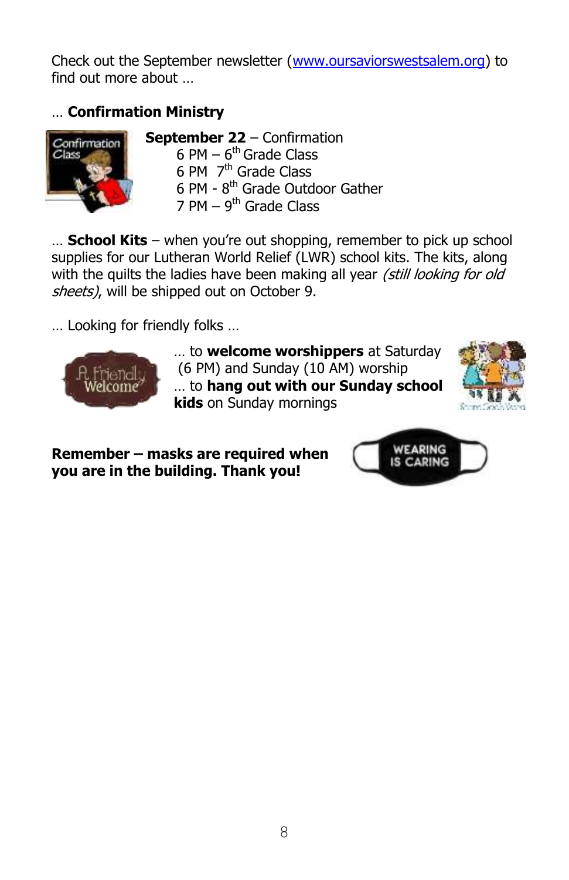Check out the September newsletter (www.oursaviorswestsalem.org) to find out more about …

… **Confirmation Ministry**

**September 22** – Confirmation
6 PM – 6th Grade Class
6 PM  7th Grade Class
6 PM - 8th Grade Outdoor Gather
7 PM – 9th Grade Class

… **School Kits** – when you're out shopping, remember to pick up school supplies for our Lutheran World Relief (LWR) school kits. The kits, along with the quilts the ladies have been making all year *(still looking for old sheets)*, will be shipped out on October 9.

… Looking for friendly folks …

… to **welcome worshippers** at Saturday (6 PM) and Sunday (10 AM) worship
… to **hang out with our Sunday school kids** on Sunday mornings

**Remember – masks are required when you are in the building. Thank you!**